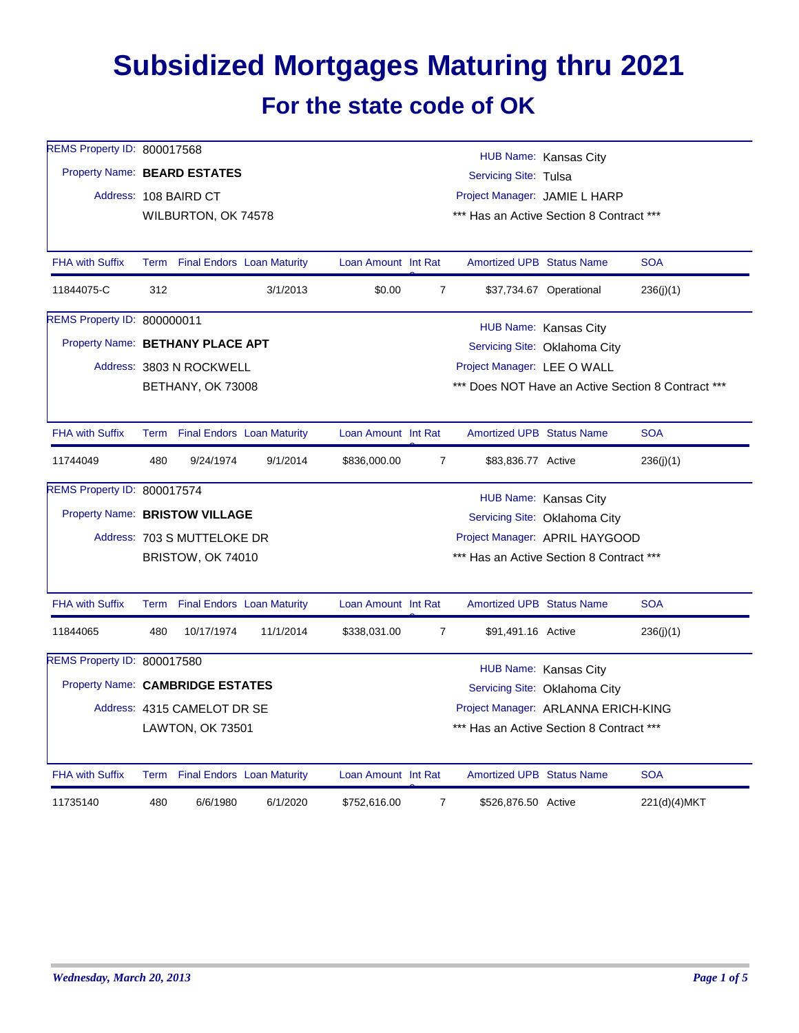# Subsidized Mortgages Maturing thru 2021

## For the state code of OK

REMS Property ID: 800017568
Property Name: **BEARD ESTATES**
Address: 108 BAIRD CT
WILBURTON, OK 74578

HUB Name: Kansas City
Servicing Site: Tulsa
Project Manager: JAMIE L HARP
*** Has an Active Section 8 Contract ***

| FHA with Suffix | Term | Final Endors | Loan Maturity | Loan Amount | Int Rate | Amortized UPB | Status Name | SOA |
|---|---|---|---|---|---|---|---|---|
| 11844075-C | 312 | | 3/1/2013 | $0.00 | 7 | $37,734.67 | Operational | 236(j)(1) |

REMS Property ID: 800000011
Property Name: **BETHANY PLACE APT**
Address: 3803 N ROCKWELL
BETHANY, OK 73008

HUB Name: Kansas City
Servicing Site: Oklahoma City
Project Manager: LEE O WALL
*** Does NOT Have an Active Section 8 Contract ***

| FHA with Suffix | Term | Final Endors | Loan Maturity | Loan Amount | Int Rate | Amortized UPB | Status Name | SOA |
|---|---|---|---|---|---|---|---|---|
| 11744049 | 480 | 9/24/1974 | 9/1/2014 | $836,000.00 | 7 | $83,836.77 | Active | 236(j)(1) |

REMS Property ID: 800017574
Property Name: **BRISTOW VILLAGE**
Address: 703 S MUTTELOKE DR
BRISTOW, OK 74010

HUB Name: Kansas City
Servicing Site: Oklahoma City
Project Manager: APRIL HAYGOOD
*** Has an Active Section 8 Contract ***

| FHA with Suffix | Term | Final Endors | Loan Maturity | Loan Amount | Int Rate | Amortized UPB | Status Name | SOA |
|---|---|---|---|---|---|---|---|---|
| 11844065 | 480 | 10/17/1974 | 11/1/2014 | $338,031.00 | 7 | $91,491.16 | Active | 236(j)(1) |

REMS Property ID: 800017580
Property Name: **CAMBRIDGE ESTATES**
Address: 4315 CAMELOT DR SE
LAWTON, OK 73501

HUB Name: Kansas City
Servicing Site: Oklahoma City
Project Manager: ARLANNA ERICH-KING
*** Has an Active Section 8 Contract ***

| FHA with Suffix | Term | Final Endors | Loan Maturity | Loan Amount | Int Rate | Amortized UPB | Status Name | SOA |
|---|---|---|---|---|---|---|---|---|
| 11735140 | 480 | 6/6/1980 | 6/1/2020 | $752,616.00 | 7 | $526,876.50 | Active | 221(d)(4)MKT |

*Wednesday, March 20, 2013*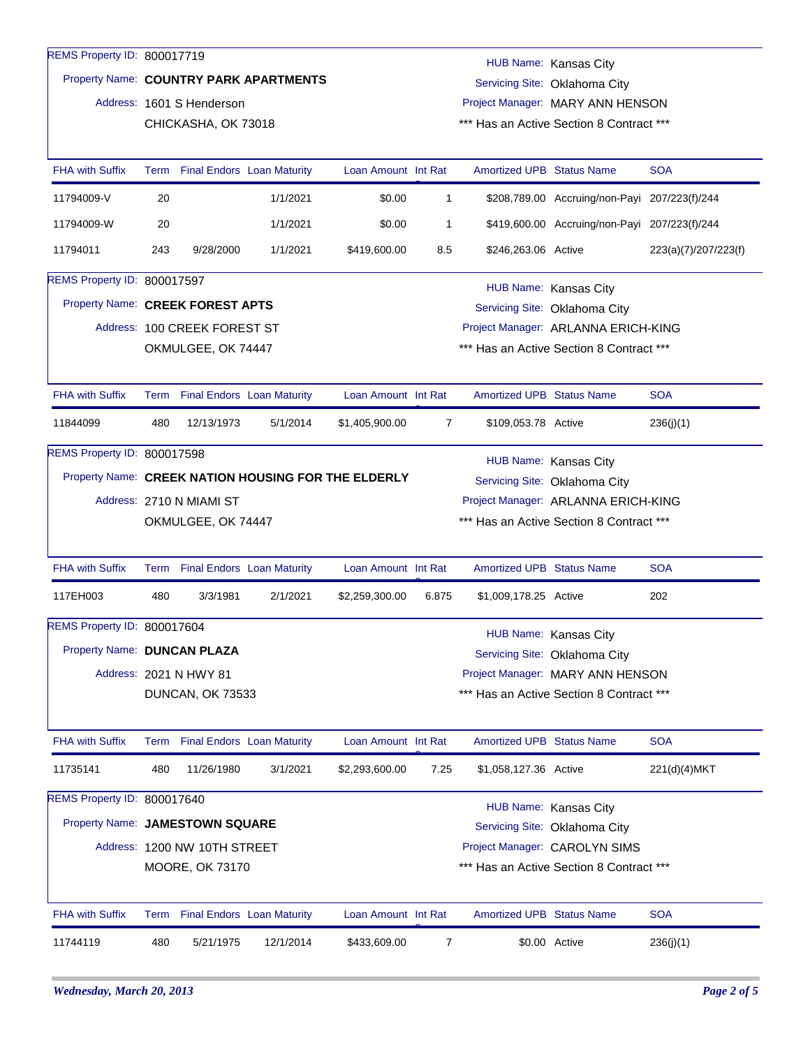REMS Property ID: 800017719

Property Name: **COUNTRY PARK APARTMENTS**

Address: 1601 S Henderson
CHICKASHA, OK 73018

HUB Name: Kansas City
Servicing Site: Oklahoma City
Project Manager: MARY ANN HENSON
*** Has an Active Section 8 Contract ***

| FHA with Suffix | Term | Final Endors | Loan Maturity | Loan Amount | Int Rate | Amortized UPB | Status Name | SOA |
|---|---|---|---|---|---|---|---|---|
| 11794009-V | 20 | | 1/1/2021 | $0.00 | 1 | $208,789.00 | Accruing/non-Payi | 207/223(f)/244 |
| 11794009-W | 20 | | 1/1/2021 | $0.00 | 1 | $419,600.00 | Accruing/non-Payi | 207/223(f)/244 |
| 11794011 | 243 | 9/28/2000 | 1/1/2021 | $419,600.00 | 8.5 | $246,263.06 | Active | 223(a)(7)/207/223(f) |

REMS Property ID: 800017597

Property Name: **CREEK FOREST APTS**

Address: 100 CREEK FOREST ST
OKMULGEE, OK 74447

HUB Name: Kansas City
Servicing Site: Oklahoma City
Project Manager: ARLANNA ERICH-KING
*** Has an Active Section 8 Contract ***

| FHA with Suffix | Term | Final Endors | Loan Maturity | Loan Amount | Int Rate | Amortized UPB | Status Name | SOA |
|---|---|---|---|---|---|---|---|---|
| 11844099 | 480 | 12/13/1973 | 5/1/2014 | $1,405,900.00 | 7 | $109,053.78 | Active | 236(j)(1) |

REMS Property ID: 800017598

Property Name: **CREEK NATION HOUSING FOR THE ELDERLY**

Address: 2710 N MIAMI ST
OKMULGEE, OK 74447

HUB Name: Kansas City
Servicing Site: Oklahoma City
Project Manager: ARLANNA ERICH-KING
*** Has an Active Section 8 Contract ***

| FHA with Suffix | Term | Final Endors | Loan Maturity | Loan Amount | Int Rate | Amortized UPB | Status Name | SOA |
|---|---|---|---|---|---|---|---|---|
| 117EH003 | 480 | 3/3/1981 | 2/1/2021 | $2,259,300.00 | 6.875 | $1,009,178.25 | Active | 202 |

REMS Property ID: 800017604

Property Name: **DUNCAN PLAZA**

Address: 2021 N HWY 81
DUNCAN, OK 73533

HUB Name: Kansas City
Servicing Site: Oklahoma City
Project Manager: MARY ANN HENSON
*** Has an Active Section 8 Contract ***

| FHA with Suffix | Term | Final Endors | Loan Maturity | Loan Amount | Int Rate | Amortized UPB | Status Name | SOA |
|---|---|---|---|---|---|---|---|---|
| 11735141 | 480 | 11/26/1980 | 3/1/2021 | $2,293,600.00 | 7.25 | $1,058,127.36 | Active | 221(d)(4)MKT |

REMS Property ID: 800017640

Property Name: **JAMESTOWN SQUARE**

Address: 1200 NW 10TH STREET
MOORE, OK 73170

HUB Name: Kansas City
Servicing Site: Oklahoma City
Project Manager: CAROLYN SIMS
*** Has an Active Section 8 Contract ***

| FHA with Suffix | Term | Final Endors | Loan Maturity | Loan Amount | Int Rate | Amortized UPB | Status Name | SOA |
|---|---|---|---|---|---|---|---|---|
| 11744119 | 480 | 5/21/1975 | 12/1/2014 | $433,609.00 | 7 | $0.00 | Active | 236(j)(1) |

*Wednesday, March 20, 2013*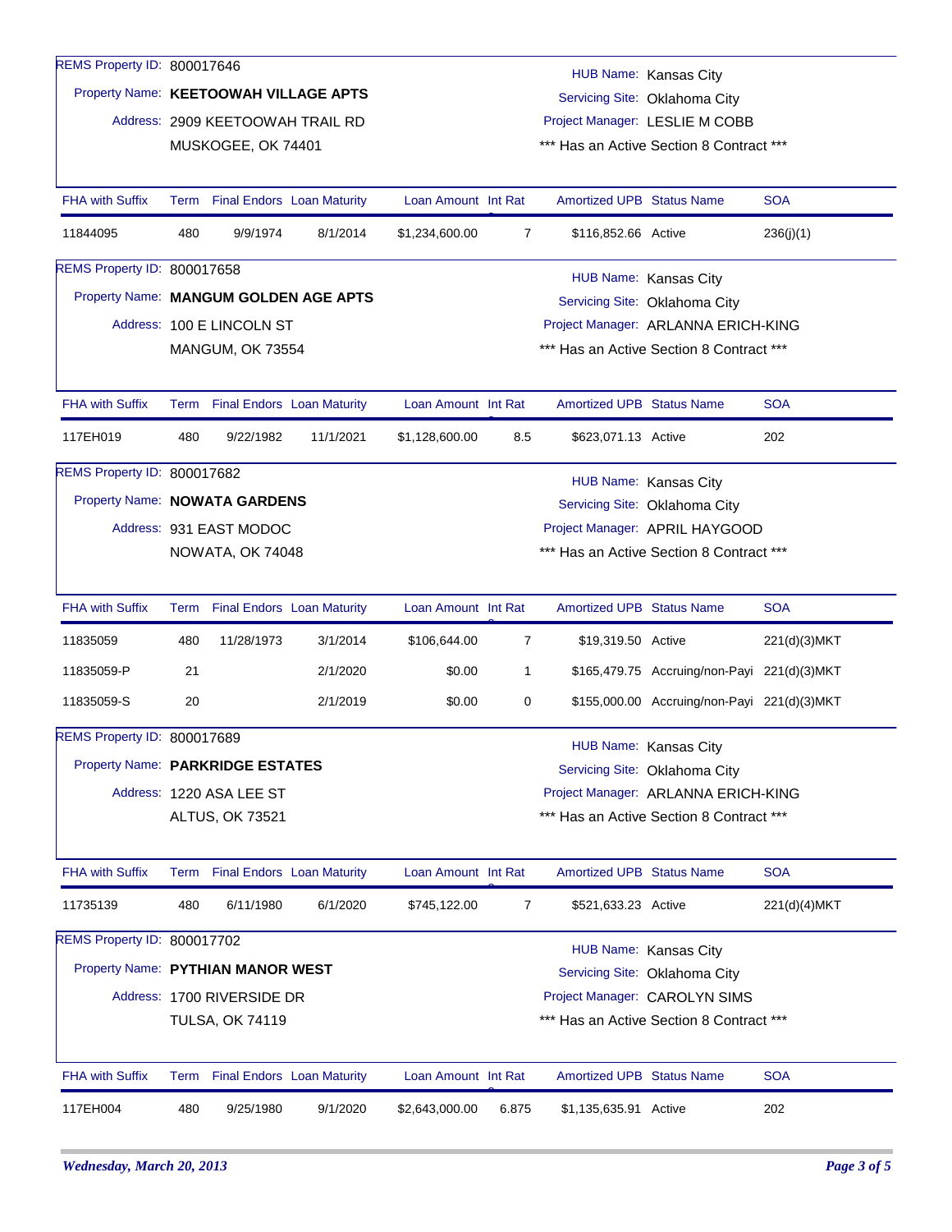REMS Property ID: 800017646

Property Name: **KEETOOWAH VILLAGE APTS**

Address: 2909 KEETOOWAH TRAIL RD
MUSKOGEE, OK 74401

HUB Name: Kansas City
Servicing Site: Oklahoma City
Project Manager: LESLIE M COBB
*** Has an Active Section 8 Contract ***

| FHA with Suffix | Term | Final Endors | Loan Maturity | Loan Amount | Int Rate | Amortized UPB | Status Name | SOA |
|---|---|---|---|---|---|---|---|---|
| 11844095 | 480 | 9/9/1974 | 8/1/2014 | $1,234,600.00 | 7 | $116,852.66 | Active | 236(j)(1) |

REMS Property ID: 800017658

Property Name: **MANGUM GOLDEN AGE APTS**

Address: 100 E LINCOLN ST
MANGUM, OK 73554

HUB Name: Kansas City
Servicing Site: Oklahoma City
Project Manager: ARLANNA ERICH-KING
*** Has an Active Section 8 Contract ***

| FHA with Suffix | Term | Final Endors | Loan Maturity | Loan Amount | Int Rate | Amortized UPB | Status Name | SOA |
|---|---|---|---|---|---|---|---|---|
| 117EH019 | 480 | 9/22/1982 | 11/1/2021 | $1,128,600.00 | 8.5 | $623,071.13 | Active | 202 |

REMS Property ID: 800017682

Property Name: **NOWATA GARDENS**

Address: 931 EAST MODOC
NOWATA, OK 74048

HUB Name: Kansas City
Servicing Site: Oklahoma City
Project Manager: APRIL HAYGOOD
*** Has an Active Section 8 Contract ***

| FHA with Suffix | Term | Final Endors | Loan Maturity | Loan Amount | Int Rate | Amortized UPB | Status Name | SOA |
|---|---|---|---|---|---|---|---|---|
| 11835059 | 480 | 11/28/1973 | 3/1/2014 | $106,644.00 | 7 | $19,319.50 | Active | 221(d)(3)MKT |
| 11835059-P | 21 | | 2/1/2020 | $0.00 | 1 | $165,479.75 | Accruing/non-Payi | 221(d)(3)MKT |
| 11835059-S | 20 | | 2/1/2019 | $0.00 | 0 | $155,000.00 | Accruing/non-Payi | 221(d)(3)MKT |

REMS Property ID: 800017689

Property Name: **PARKRIDGE ESTATES**

Address: 1220 ASA LEE ST
ALTUS, OK 73521

HUB Name: Kansas City
Servicing Site: Oklahoma City
Project Manager: ARLANNA ERICH-KING
*** Has an Active Section 8 Contract ***

| FHA with Suffix | Term | Final Endors | Loan Maturity | Loan Amount | Int Rate | Amortized UPB | Status Name | SOA |
|---|---|---|---|---|---|---|---|---|
| 11735139 | 480 | 6/11/1980 | 6/1/2020 | $745,122.00 | 7 | $521,633.23 | Active | 221(d)(4)MKT |

REMS Property ID: 800017702

Property Name: **PYTHIAN MANOR WEST**

Address: 1700 RIVERSIDE DR
TULSA, OK 74119

HUB Name: Kansas City
Servicing Site: Oklahoma City
Project Manager: CAROLYN SIMS
*** Has an Active Section 8 Contract ***

| FHA with Suffix | Term | Final Endors | Loan Maturity | Loan Amount | Int Rate | Amortized UPB | Status Name | SOA |
|---|---|---|---|---|---|---|---|---|
| 117EH004 | 480 | 9/25/1980 | 9/1/2020 | $2,643,000.00 | 6.875 | $1,135,635.91 | Active | 202 |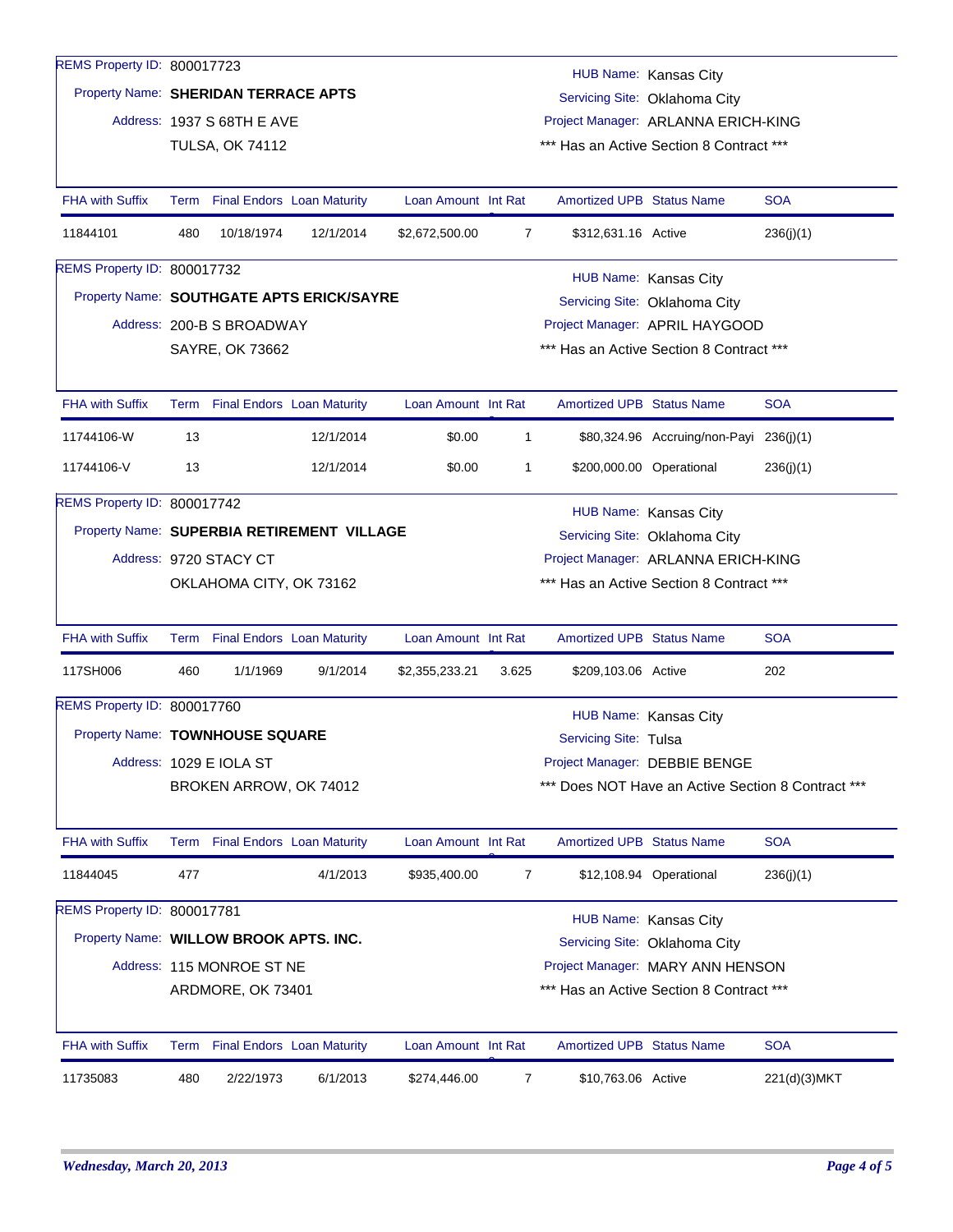REMS Property ID: 800017723

Property Name: **SHERIDAN TERRACE APTS**

Address: 1937 S 68TH E AVE
TULSA, OK 74112

HUB Name: Kansas City
Servicing Site: Oklahoma City
Project Manager: ARLANNA ERICH-KING
*** Has an Active Section 8 Contract ***

| FHA with Suffix | Term | Final Endors | Loan Maturity | Loan Amount | Int Rate | Amortized UPB | Status Name | SOA |
|---|---|---|---|---|---|---|---|---|
| 11844101 | 480 | 10/18/1974 | 12/1/2014 | $2,672,500.00 | 7 | $312,631.16 | Active | 236(j)(1) |

REMS Property ID: 800017732

Property Name: **SOUTHGATE APTS ERICK/SAYRE**

Address: 200-B S BROADWAY
SAYRE, OK 73662

HUB Name: Kansas City
Servicing Site: Oklahoma City
Project Manager: APRIL HAYGOOD
*** Has an Active Section 8 Contract ***

| FHA with Suffix | Term | Final Endors | Loan Maturity | Loan Amount | Int Rate | Amortized UPB | Status Name | SOA |
|---|---|---|---|---|---|---|---|---|
| 11744106-W | 13 | | 12/1/2014 | $0.00 | 1 | $80,324.96 | Accruing/non-Payi | 236(j)(1) |
| 11744106-V | 13 | | 12/1/2014 | $0.00 | 1 | $200,000.00 | Operational | 236(j)(1) |

REMS Property ID: 800017742

Property Name: **SUPERBIA RETIREMENT VILLAGE**

Address: 9720 STACY CT
OKLAHOMA CITY, OK 73162

HUB Name: Kansas City
Servicing Site: Oklahoma City
Project Manager: ARLANNA ERICH-KING
*** Has an Active Section 8 Contract ***

| FHA with Suffix | Term | Final Endors | Loan Maturity | Loan Amount | Int Rate | Amortized UPB | Status Name | SOA |
|---|---|---|---|---|---|---|---|---|
| 117SH006 | 460 | 1/1/1969 | 9/1/2014 | $2,355,233.21 | 3.625 | $209,103.06 | Active | 202 |

REMS Property ID: 800017760

Property Name: **TOWNHOUSE SQUARE**

Address: 1029 E IOLA ST
BROKEN ARROW, OK 74012

HUB Name: Kansas City
Servicing Site: Tulsa
Project Manager: DEBBIE BENGE
*** Does NOT Have an Active Section 8 Contract ***

| FHA with Suffix | Term | Final Endors | Loan Maturity | Loan Amount | Int Rate | Amortized UPB | Status Name | SOA |
|---|---|---|---|---|---|---|---|---|
| 11844045 | 477 | | 4/1/2013 | $935,400.00 | 7 | $12,108.94 | Operational | 236(j)(1) |

REMS Property ID: 800017781

Property Name: **WILLOW BROOK APTS. INC.**

Address: 115 MONROE ST NE
ARDMORE, OK 73401

HUB Name: Kansas City
Servicing Site: Oklahoma City
Project Manager: MARY ANN HENSON
*** Has an Active Section 8 Contract ***

| FHA with Suffix | Term | Final Endors | Loan Maturity | Loan Amount | Int Rate | Amortized UPB | Status Name | SOA |
|---|---|---|---|---|---|---|---|---|
| 11735083 | 480 | 2/22/1973 | 6/1/2013 | $274,446.00 | 7 | $10,763.06 | Active | 221(d)(3)MKT |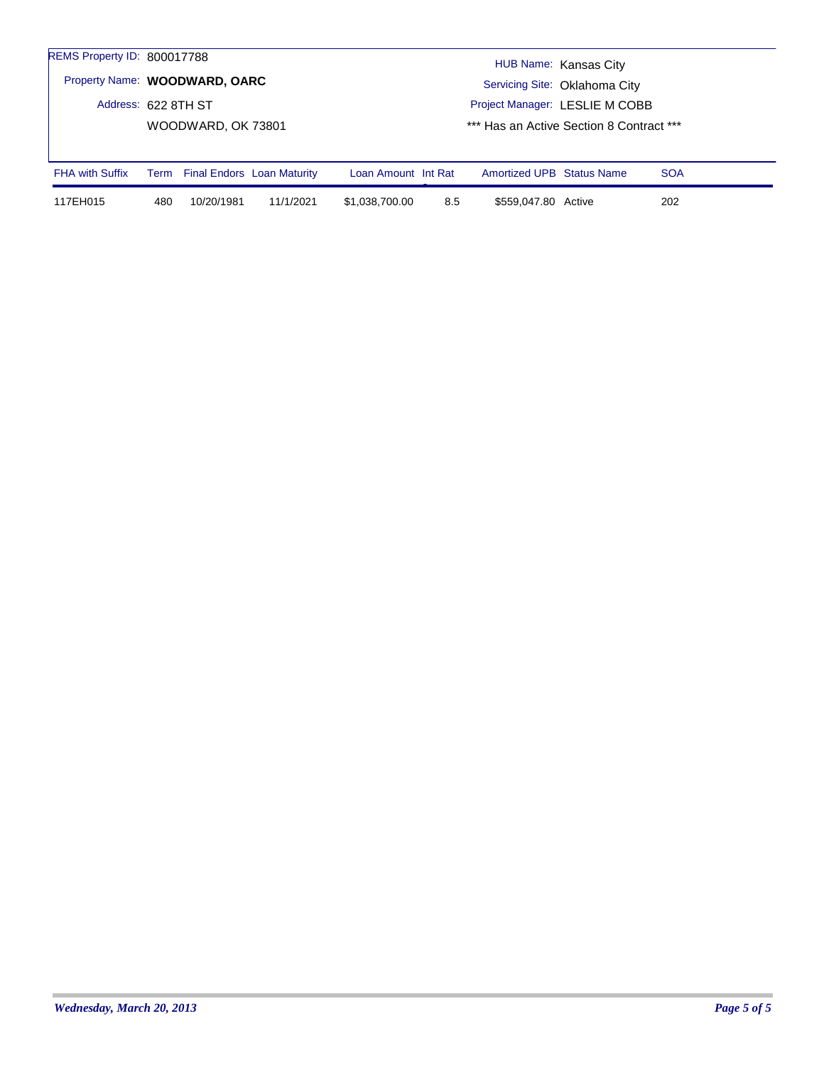REMS Property ID: 800017788

Property Name: **WOODWARD, OARC**

Address: 622 8TH ST

WOODWARD, OK 73801

HUB Name: Kansas City

Servicing Site: Oklahoma City

Project Manager: LESLIE M COBB

*** Has an Active Section 8 Contract ***

| FHA with Suffix | Term | Final Endors | Loan Maturity | Loan Amount | Int Rate | Amortized UPB | Status Name | SOA |
|---|---|---|---|---|---|---|---|---|
| 117EH015 | 480 | 10/20/1981 | 11/1/2021 | $1,038,700.00 | 8.5 | $559,047.80 | Active | 202 |